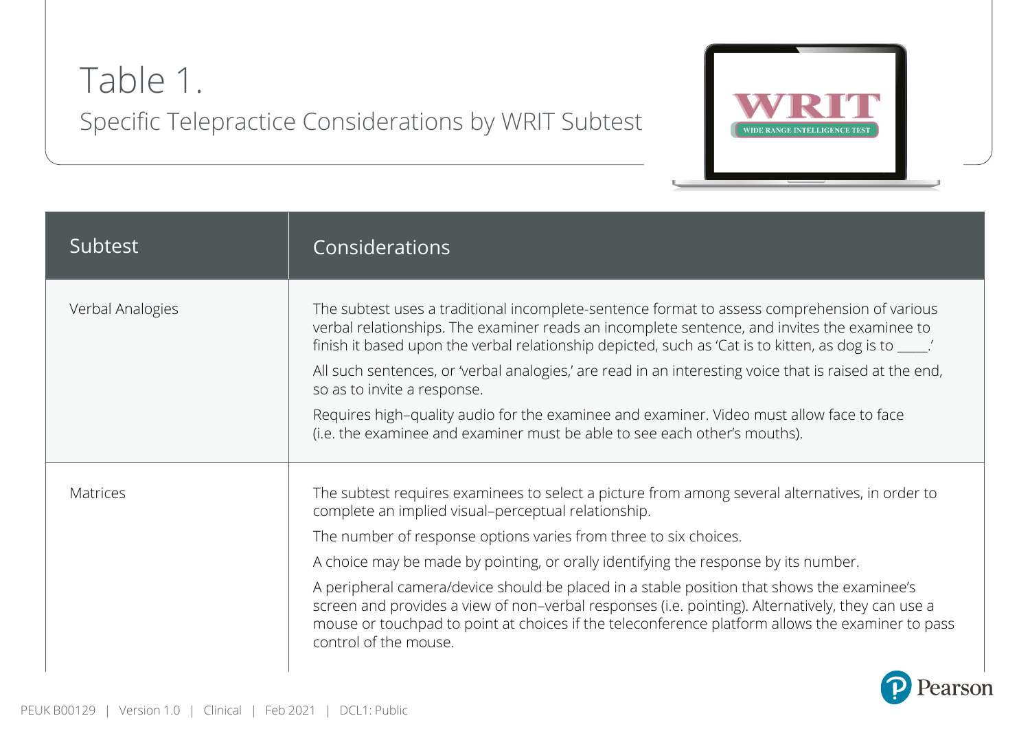# Table 1.

## Specific Telepractice Considerations by WRIT Subtest

| Subtest | Considerations |
| --- | --- |
| Verbal Analogies | The subtest uses a traditional incomplete-sentence format to assess comprehension of various verbal relationships. The examiner reads an incomplete sentence, and invites the examinee to finish it based upon the verbal relationship depicted, such as 'Cat is to kitten, as dog is to ____.' <br><br> All such sentences, or 'verbal analogies,' are read in an interesting voice that is raised at the end, so as to invite a response. <br><br> Requires high–quality audio for the examinee and examiner. Video must allow face to face (i.e. the examinee and examiner must be able to see each other's mouths). |
| Matrices | The subtest requires examinees to select a picture from among several alternatives, in order to complete an implied visual–perceptual relationship. <br><br> The number of response options varies from three to six choices. <br><br> A choice may be made by pointing, or orally identifying the response by its number. <br><br> A peripheral camera/device should be placed in a stable position that shows the examinee's screen and provides a view of non–verbal responses (i.e. pointing). Alternatively, they can use a mouse or touchpad to point at choices if the teleconference platform allows the examiner to pass control of the mouse. |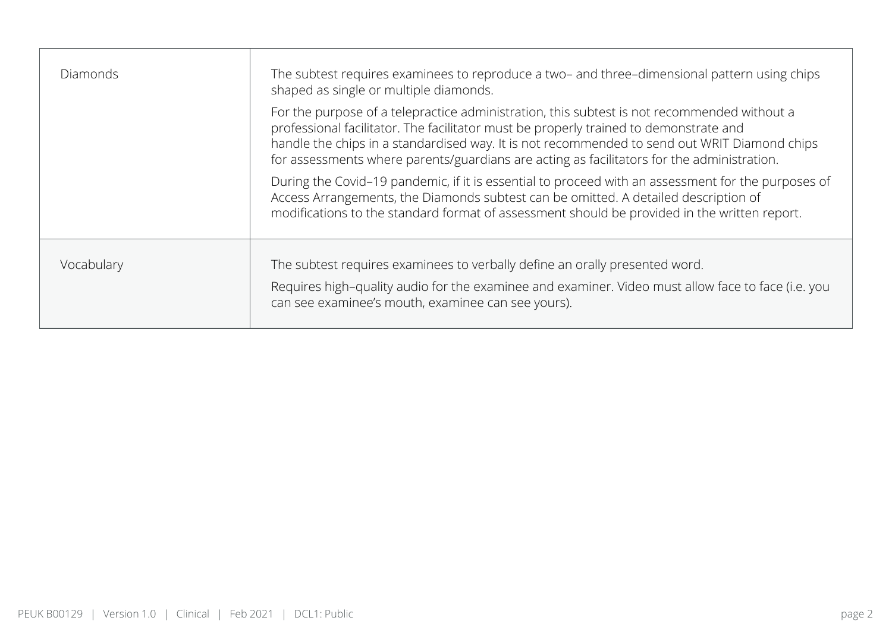| | |
|---|---|
| Diamonds | The subtest requires examinees to reproduce a two– and three–dimensional pattern using chips shaped as single or multiple diamonds.<br><br>For the purpose of a telepractice administration, this subtest is not recommended without a professional facilitator. The facilitator must be properly trained to demonstrate and handle the chips in a standardised way. It is not recommended to send out WRIT Diamond chips for assessments where parents/guardians are acting as facilitators for the administration.<br><br>During the Covid–19 pandemic, if it is essential to proceed with an assessment for the purposes of Access Arrangements, the Diamonds subtest can be omitted. A detailed description of modifications to the standard format of assessment should be provided in the written report. |
| Vocabulary | The subtest requires examinees to verbally define an orally presented word.<br><br>Requires high–quality audio for the examinee and examiner. Video must allow face to face (i.e. you can see examinee's mouth, examinee can see yours). |

PEUK B00129 | Version 1.0 | Clinical | Feb 2021 | DCL1: Public